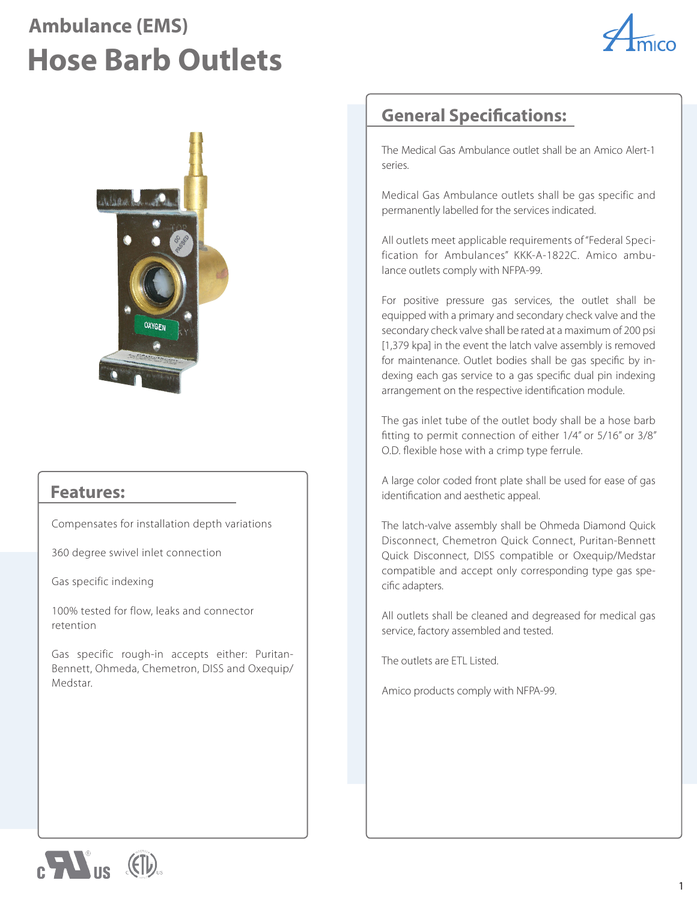# Ambulance (EMS)

# Hose Barb Outlets

## Features:

Compensates for installation depth variations

360 degree swivel inlet connection

Gas specific indexing

100% tested for flow, leaks and connector retention

Gas specific rough-in accepts either: Puritan-Bennett, Ohmeda, Chemetron, DISS and Oxequip/Medstar.

## General Specifications:

The Medical Gas Ambulance outlet shall be an Amico Alert-1 series.

Medical Gas Ambulance outlets shall be gas specific and permanently labelled for the services indicated.

All outlets meet applicable requirements of "Federal Specification for Ambulances" KKK-A-1822C. Amico ambulance outlets comply with NFPA-99.

For positive pressure gas services, the outlet shall be equipped with a primary and secondary check valve and the secondary check valve shall be rated at a maximum of 200 psi [1,379 kpa] in the event the latch valve assembly is removed for maintenance. Outlet bodies shall be gas specific by indexing each gas service to a gas specific dual pin indexing arrangement on the respective identification module.

The gas inlet tube of the outlet body shall be a hose barb fitting to permit connection of either 1/4" or 5/16" or 3/8" O.D. flexible hose with a crimp type ferrule.

A large color coded front plate shall be used for ease of gas identification and aesthetic appeal.

The latch-valve assembly shall be Ohmeda Diamond Quick Disconnect, Chemetron Quick Connect, Puritan-Bennett Quick Disconnect, DISS compatible or Oxequip/Medstar compatible and accept only corresponding type gas specific adapters.

All outlets shall be cleaned and degreased for medical gas service, factory assembled and tested.

The outlets are ETL Listed.

Amico products comply with NFPA-99.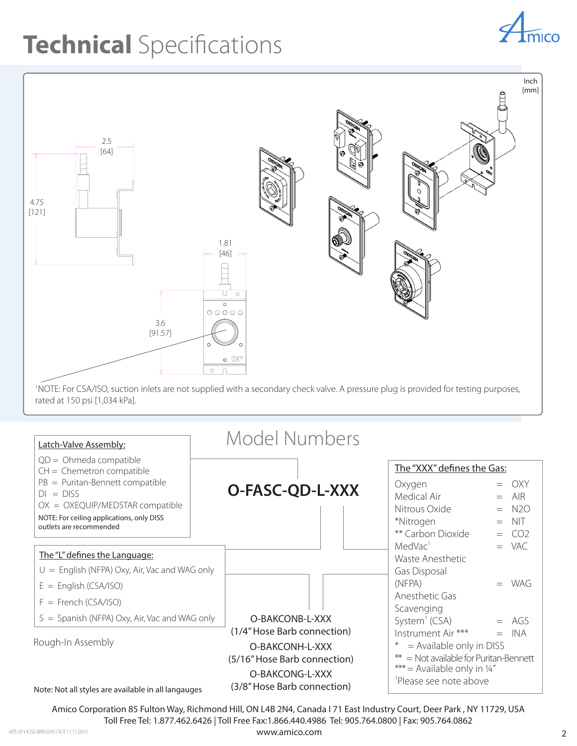# Technical Specifications

Inch
[mm]

2.5
[64]

4.75
[121]

1.81
[46]

3.6
[91.57]

OXY

[1]NOTE: For CSA/ISO, suction inlets are not supplied with a secondary check valve. A pressure plug is provided for testing purposes, rated at 150 psi [1,034 kPa].

## Model Numbers

**O-FASC-QD-L-XXX**

**Latch-Valve Assembly:**

- QD = Ohmeda compatible
- CH = Chemetron compatible
- PB = Puritan-Bennett compatible
- DI = DISS
- OX = OXEQUIP/MEDSTAR compatible

NOTE: For ceiling applications, only DISS outlets are recommended

**The "L" defines the Language:**

- U = English (NFPA) Oxy, Air, Vac and WAG only
- E = English (CSA/ISO)
- F = French (CSA/ISO)
- S = Spanish (NFPA) Oxy, Air, Vac and WAG only

**The "XXX" defines the Gas:**

| | | |
|---|---|---|
| Oxygen | = | OXY |
| Medical Air | = | AIR |
| Nitrous Oxide | = | N2O |
| *Nitrogen | = | NIT |
| ** Carbon Dioxide | = | CO2 |
| MedVac[1] | = | VAC |
| Waste Anesthetic Gas Disposal (NFPA) | = | WAG |
| Anesthetic Gas Scavenging System[1] (CSA) | = | AGS |
| Instrument Air *** | = | INA |

\* = Available only in DISS
\** = Not available for Puritan-Bennett
\*** = Available only in ¼"
[1]Please see note above

Rough-In Assembly

O-BAKCONB-L-XXX
(1/4" Hose Barb connection)

O-BAKCONH-L-XXX
(5/16" Hose Barb connection)

O-BAKCONG-L-XXX
(3/8" Hose Barb connection)

Note: Not all styles are available in all langauges

Amico Corporation 85 Fulton Way, Richmond Hill, ON L4B 2N4, Canada I 71 East Industry Court, Deer Park , NY 11729, USA
Toll Free Tel: 1.877.462.6426 | Toll Free Fax:1.866.440.4986 Tel: 905.764.0800 | Fax: 905.764.0862
www.amico.com

APE-SP-HOSE-BRB-EMS-OUT 11.11.2015